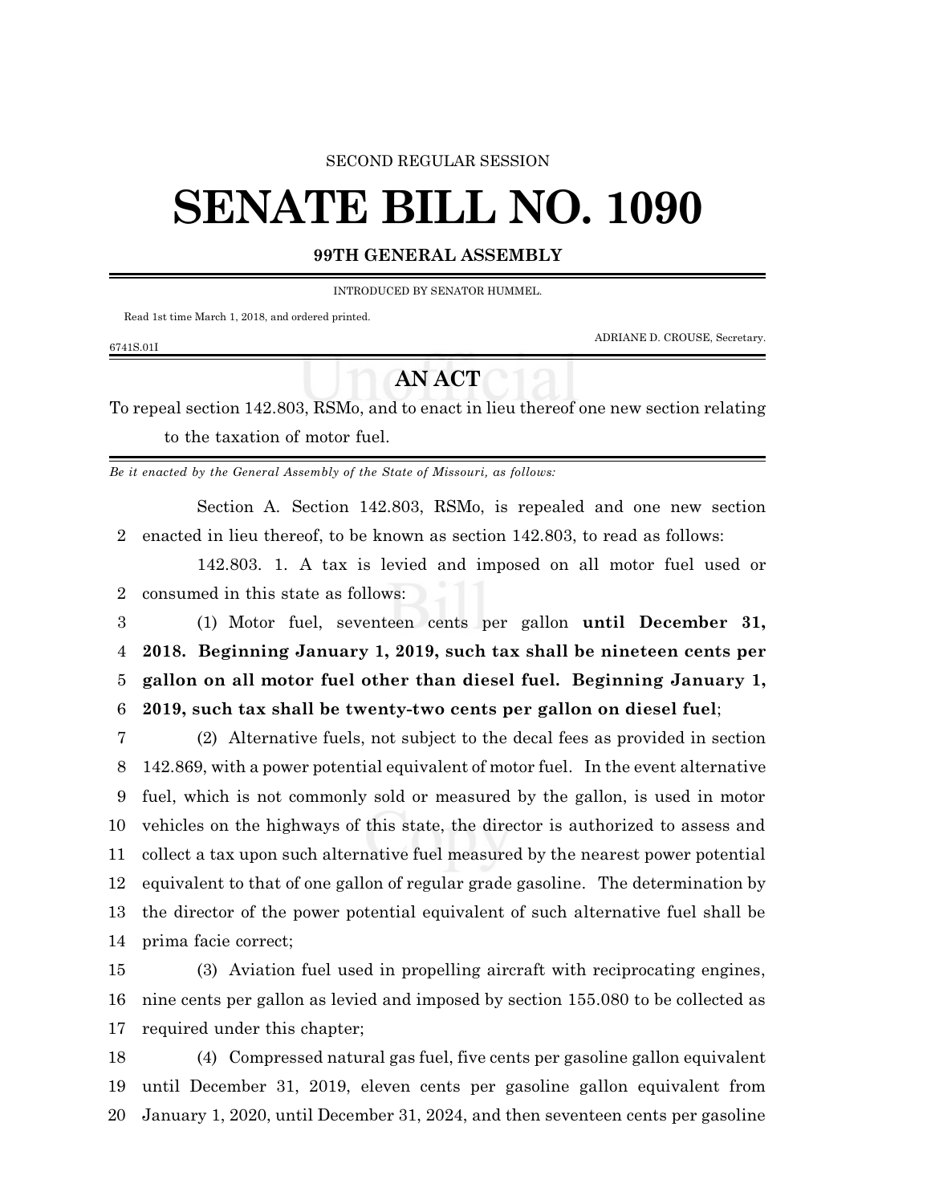SECOND REGULAR SESSION

# SENATE BILL NO. 1090

**99TH GENERAL ASSEMBLY**

INTRODUCED BY SENATOR HUMMEL.

Read 1st time March 1, 2018, and ordered printed.

ADRIANE D. CROUSE, Secretary.

6741S.01I

## AN ACT

To repeal section 142.803, RSMo, and to enact in lieu thereof one new section relating to the taxation of motor fuel.

*Be it enacted by the General Assembly of the State of Missouri, as follows:*

Section A. Section 142.803, RSMo, is repealed and one new section enacted in lieu thereof, to be known as section 142.803, to read as follows:

142.803. 1. A tax is levied and imposed on all motor fuel used or consumed in this state as follows:

(1) Motor fuel, seventeen cents per gallon **until December 31, 2018. Beginning January 1, 2019, such tax shall be nineteen cents per gallon on all motor fuel other than diesel fuel. Beginning January 1, 2019, such tax shall be twenty-two cents per gallon on diesel fuel**;

(2) Alternative fuels, not subject to the decal fees as provided in section 142.869, with a power potential equivalent of motor fuel. In the event alternative fuel, which is not commonly sold or measured by the gallon, is used in motor vehicles on the highways of this state, the director is authorized to assess and collect a tax upon such alternative fuel measured by the nearest power potential equivalent to that of one gallon of regular grade gasoline. The determination by the director of the power potential equivalent of such alternative fuel shall be prima facie correct;

(3) Aviation fuel used in propelling aircraft with reciprocating engines, nine cents per gallon as levied and imposed by section 155.080 to be collected as required under this chapter;

(4) Compressed natural gas fuel, five cents per gasoline gallon equivalent until December 31, 2019, eleven cents per gasoline gallon equivalent from January 1, 2020, until December 31, 2024, and then seventeen cents per gasoline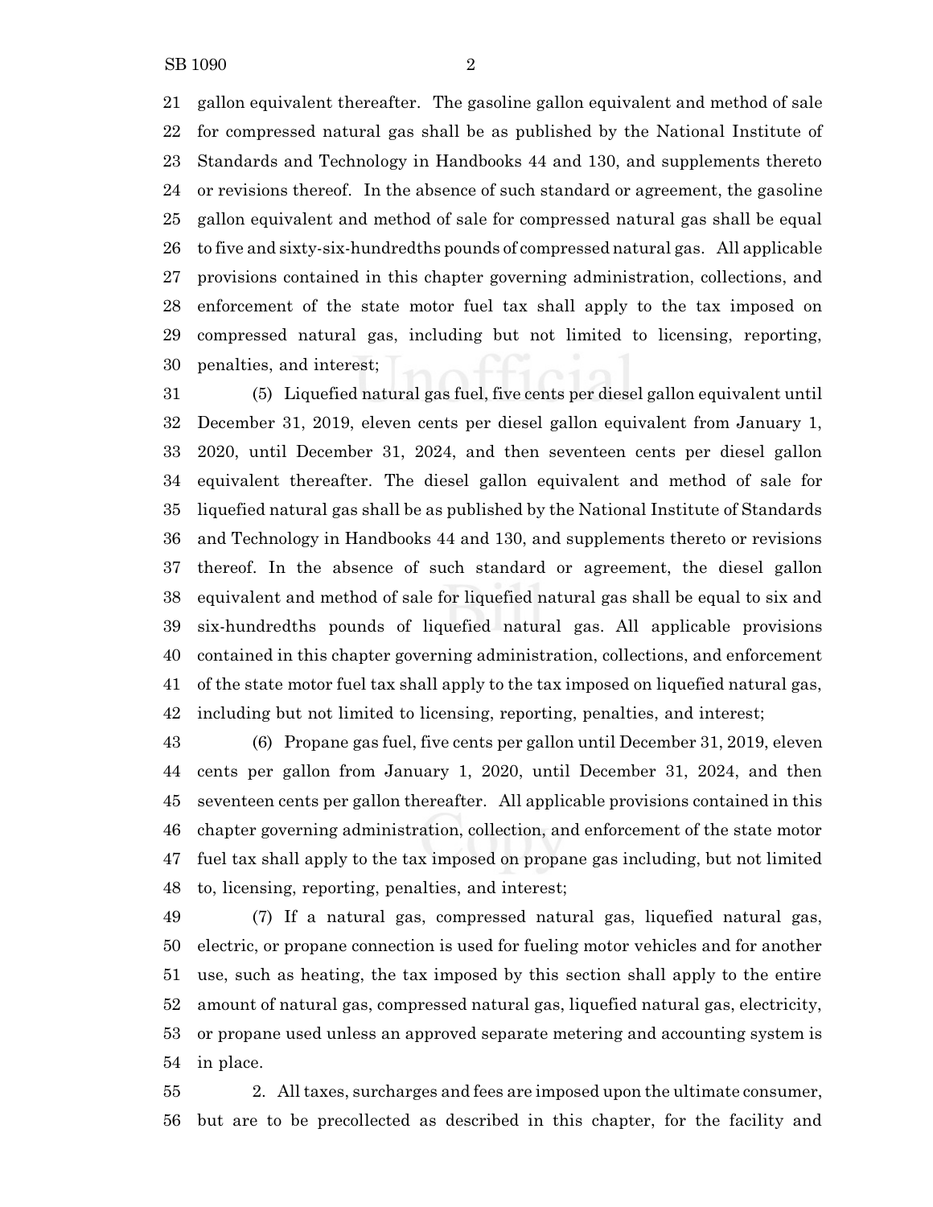gallon equivalent thereafter. The gasoline gallon equivalent and method of sale for compressed natural gas shall be as published by the National Institute of Standards and Technology in Handbooks 44 and 130, and supplements thereto or revisions thereof. In the absence of such standard or agreement, the gasoline gallon equivalent and method of sale for compressed natural gas shall be equal to five and sixty-six-hundredths pounds of compressed natural gas. All applicable provisions contained in this chapter governing administration, collections, and enforcement of the state motor fuel tax shall apply to the tax imposed on compressed natural gas, including but not limited to licensing, reporting, penalties, and interest;

(5) Liquefied natural gas fuel, five cents per diesel gallon equivalent until December 31, 2019, eleven cents per diesel gallon equivalent from January 1, 2020, until December 31, 2024, and then seventeen cents per diesel gallon equivalent thereafter. The diesel gallon equivalent and method of sale for liquefied natural gas shall be as published by the National Institute of Standards and Technology in Handbooks 44 and 130, and supplements thereto or revisions thereof. In the absence of such standard or agreement, the diesel gallon equivalent and method of sale for liquefied natural gas shall be equal to six and six-hundredths pounds of liquefied natural gas. All applicable provisions contained in this chapter governing administration, collections, and enforcement of the state motor fuel tax shall apply to the tax imposed on liquefied natural gas, including but not limited to licensing, reporting, penalties, and interest;

(6) Propane gas fuel, five cents per gallon until December 31, 2019, eleven cents per gallon from January 1, 2020, until December 31, 2024, and then seventeen cents per gallon thereafter. All applicable provisions contained in this chapter governing administration, collection, and enforcement of the state motor fuel tax shall apply to the tax imposed on propane gas including, but not limited to, licensing, reporting, penalties, and interest;

(7) If a natural gas, compressed natural gas, liquefied natural gas, electric, or propane connection is used for fueling motor vehicles and for another use, such as heating, the tax imposed by this section shall apply to the entire amount of natural gas, compressed natural gas, liquefied natural gas, electricity, or propane used unless an approved separate metering and accounting system is in place.

2. All taxes, surcharges and fees are imposed upon the ultimate consumer, but are to be precollected as described in this chapter, for the facility and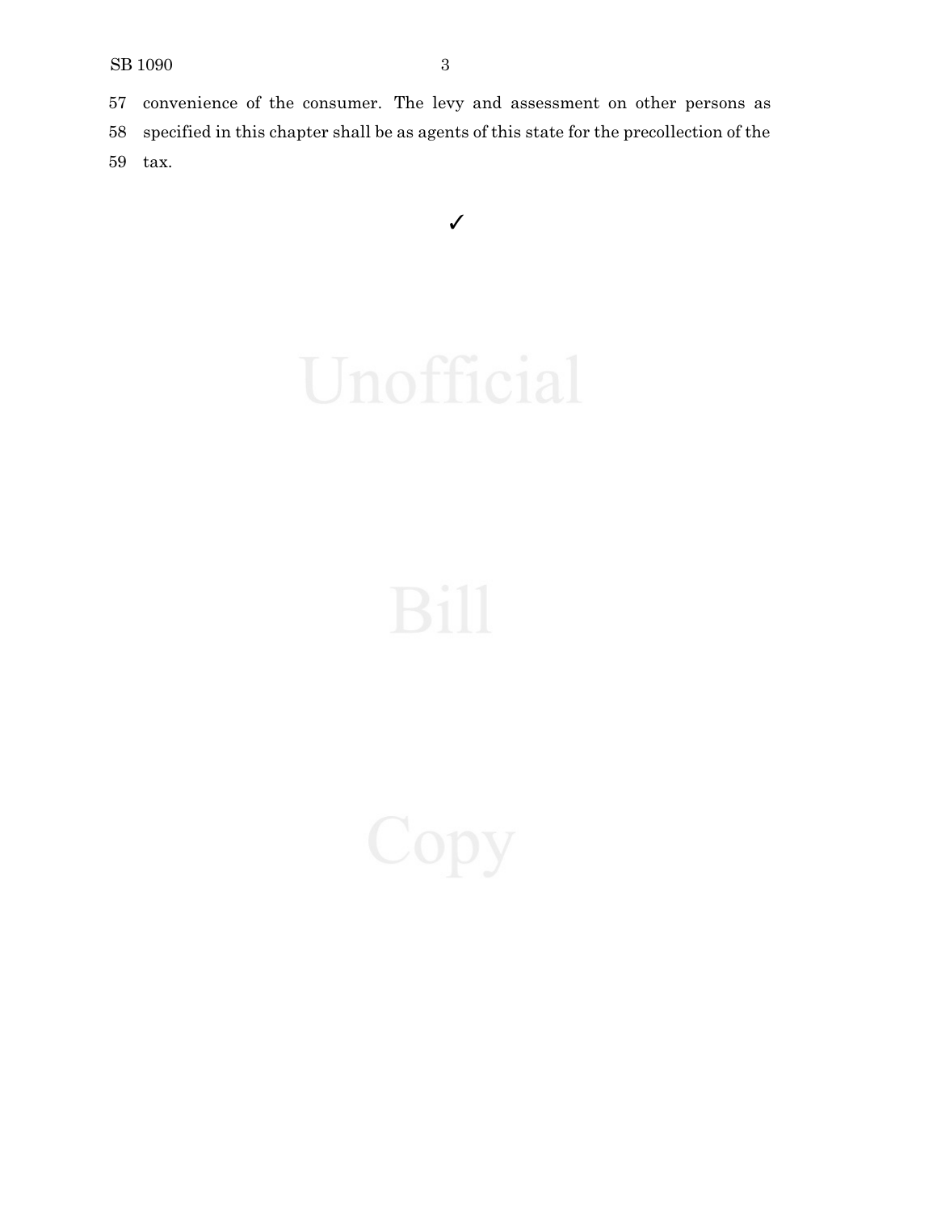convenience of the consumer. The levy and assessment on other persons as specified in this chapter shall be as agents of this state for the precollection of the tax.

✓